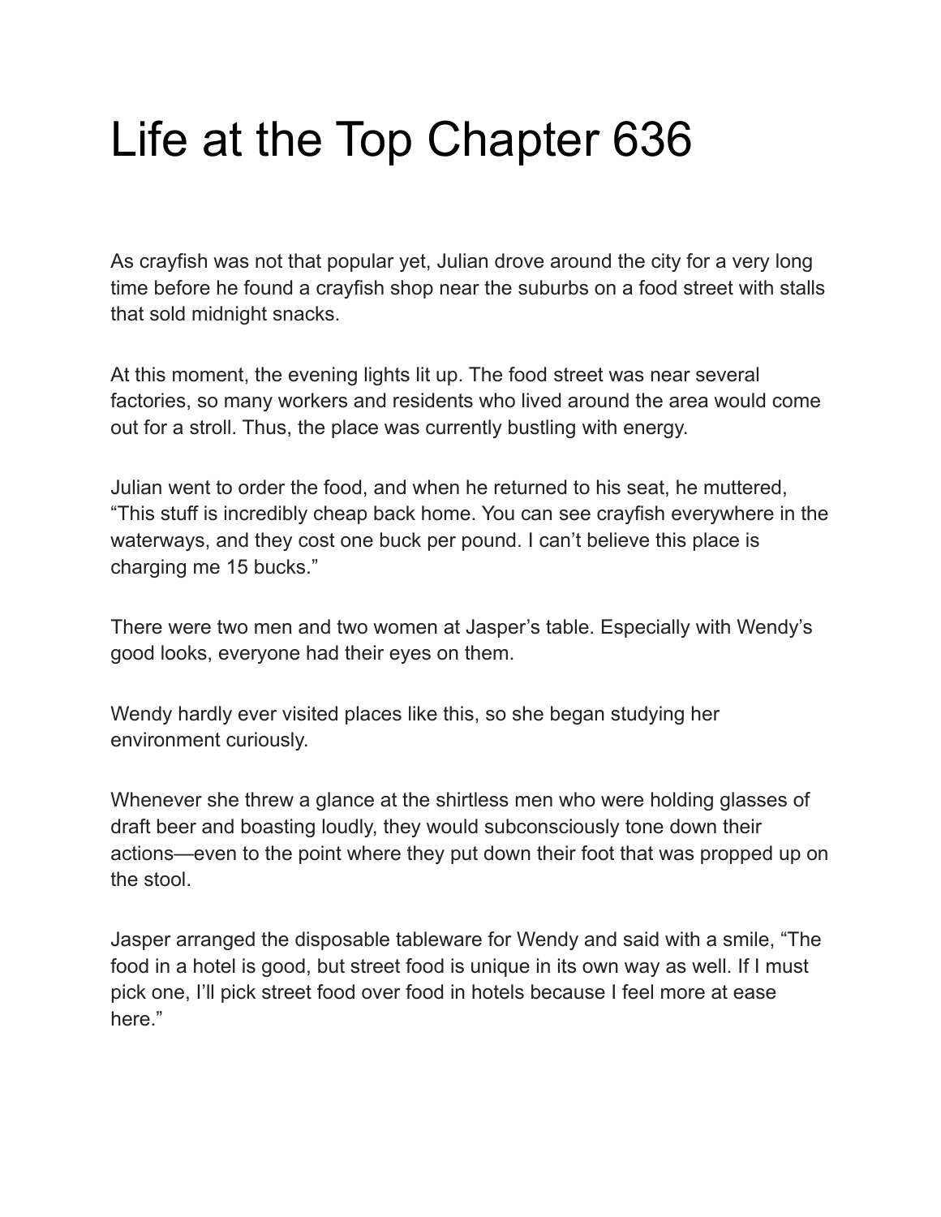# Life at the Top Chapter 636

As crayfish was not that popular yet, Julian drove around the city for a very long time before he found a crayfish shop near the suburbs on a food street with stalls that sold midnight snacks.

At this moment, the evening lights lit up. The food street was near several factories, so many workers and residents who lived around the area would come out for a stroll. Thus, the place was currently bustling with energy.

Julian went to order the food, and when he returned to his seat, he muttered, "This stuff is incredibly cheap back home. You can see crayfish everywhere in the waterways, and they cost one buck per pound. I can't believe this place is charging me 15 bucks."

There were two men and two women at Jasper's table. Especially with Wendy's good looks, everyone had their eyes on them.

Wendy hardly ever visited places like this, so she began studying her environment curiously.

Whenever she threw a glance at the shirtless men who were holding glasses of draft beer and boasting loudly, they would subconsciously tone down their actions—even to the point where they put down their foot that was propped up on the stool.

Jasper arranged the disposable tableware for Wendy and said with a smile, "The food in a hotel is good, but street food is unique in its own way as well. If I must pick one, I'll pick street food over food in hotels because I feel more at ease here."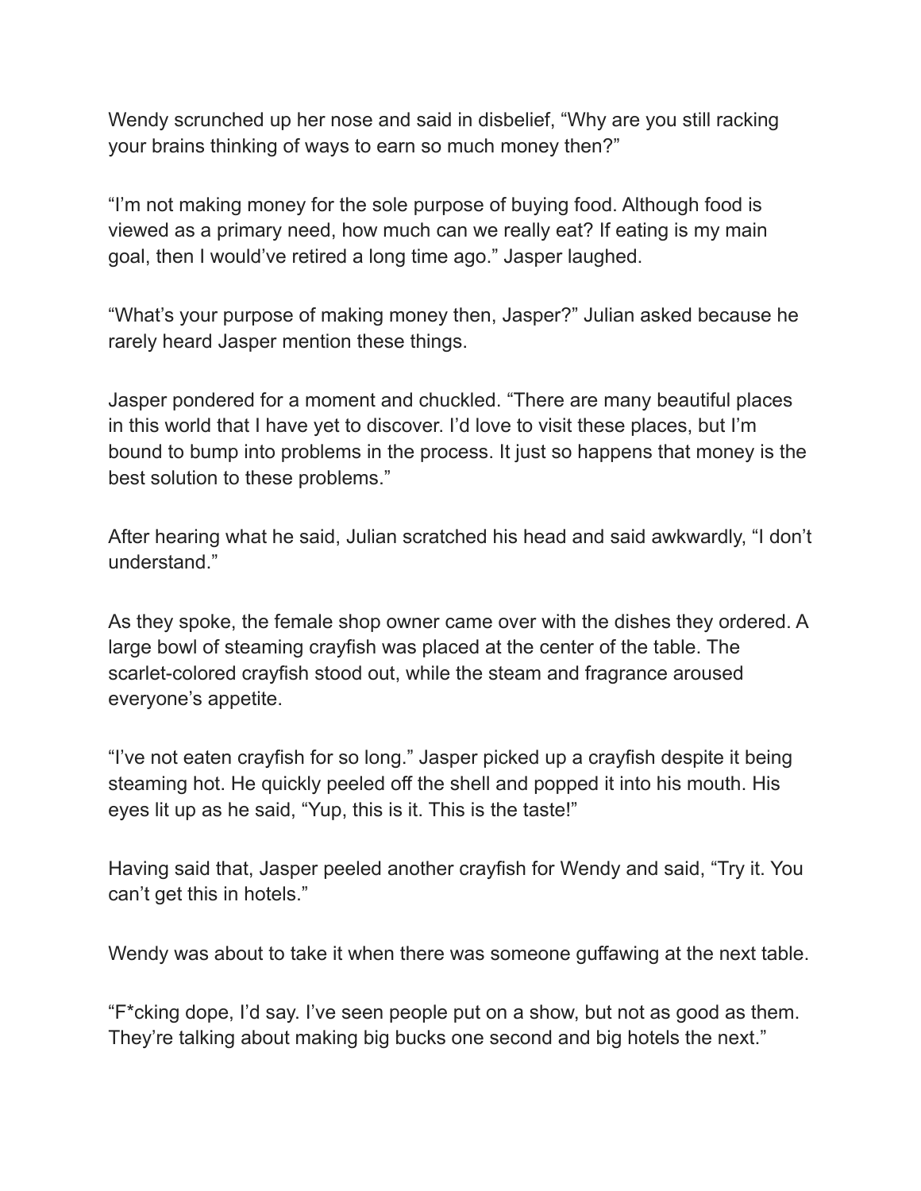Wendy scrunched up her nose and said in disbelief, “Why are you still racking your brains thinking of ways to earn so much money then?”

“I’m not making money for the sole purpose of buying food. Although food is viewed as a primary need, how much can we really eat? If eating is my main goal, then I would’ve retired a long time ago.” Jasper laughed.

“What’s your purpose of making money then, Jasper?” Julian asked because he rarely heard Jasper mention these things.

Jasper pondered for a moment and chuckled. “There are many beautiful places in this world that I have yet to discover. I’d love to visit these places, but I’m bound to bump into problems in the process. It just so happens that money is the best solution to these problems.”

After hearing what he said, Julian scratched his head and said awkwardly, “I don’t understand.”

As they spoke, the female shop owner came over with the dishes they ordered. A large bowl of steaming crayfish was placed at the center of the table. The scarlet-colored crayfish stood out, while the steam and fragrance aroused everyone’s appetite.

“I’ve not eaten crayfish for so long.” Jasper picked up a crayfish despite it being steaming hot. He quickly peeled off the shell and popped it into his mouth. His eyes lit up as he said, “Yup, this is it. This is the taste!”

Having said that, Jasper peeled another crayfish for Wendy and said, “Try it. You can’t get this in hotels.”

Wendy was about to take it when there was someone guffawing at the next table.

“F*cking dope, I’d say. I’ve seen people put on a show, but not as good as them. They’re talking about making big bucks one second and big hotels the next.”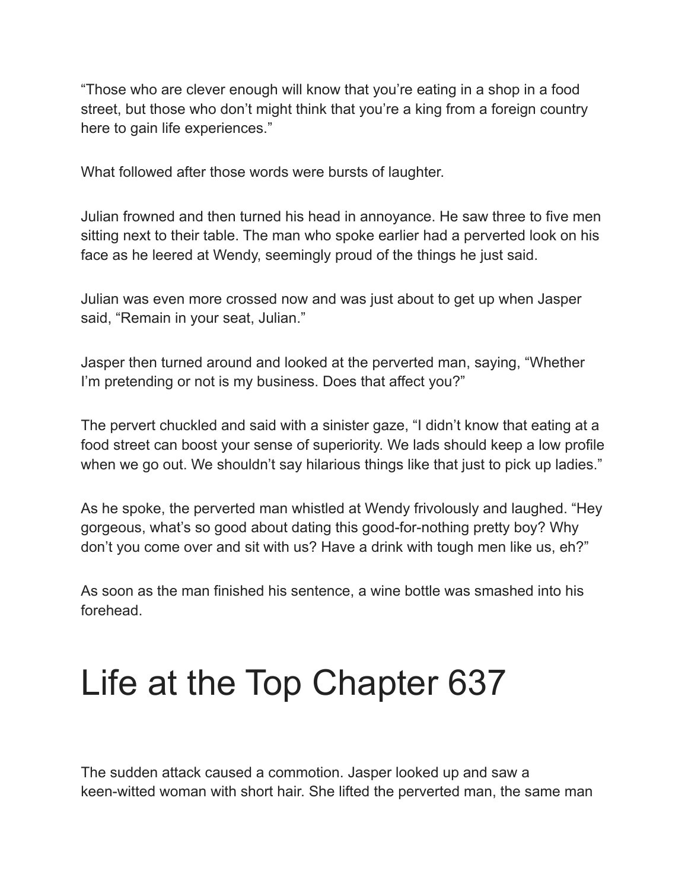"Those who are clever enough will know that you're eating in a shop in a food street, but those who don't might think that you're a king from a foreign country here to gain life experiences."

What followed after those words were bursts of laughter.

Julian frowned and then turned his head in annoyance. He saw three to five men sitting next to their table. The man who spoke earlier had a perverted look on his face as he leered at Wendy, seemingly proud of the things he just said.

Julian was even more crossed now and was just about to get up when Jasper said, "Remain in your seat, Julian."

Jasper then turned around and looked at the perverted man, saying, "Whether I'm pretending or not is my business. Does that affect you?"

The pervert chuckled and said with a sinister gaze, "I didn't know that eating at a food street can boost your sense of superiority. We lads should keep a low profile when we go out. We shouldn't say hilarious things like that just to pick up ladies."

As he spoke, the perverted man whistled at Wendy frivolously and laughed. "Hey gorgeous, what's so good about dating this good-for-nothing pretty boy? Why don't you come over and sit with us? Have a drink with tough men like us, eh?"

As soon as the man finished his sentence, a wine bottle was smashed into his forehead.

# Life at the Top Chapter 637

The sudden attack caused a commotion. Jasper looked up and saw a keen-witted woman with short hair. She lifted the perverted man, the same man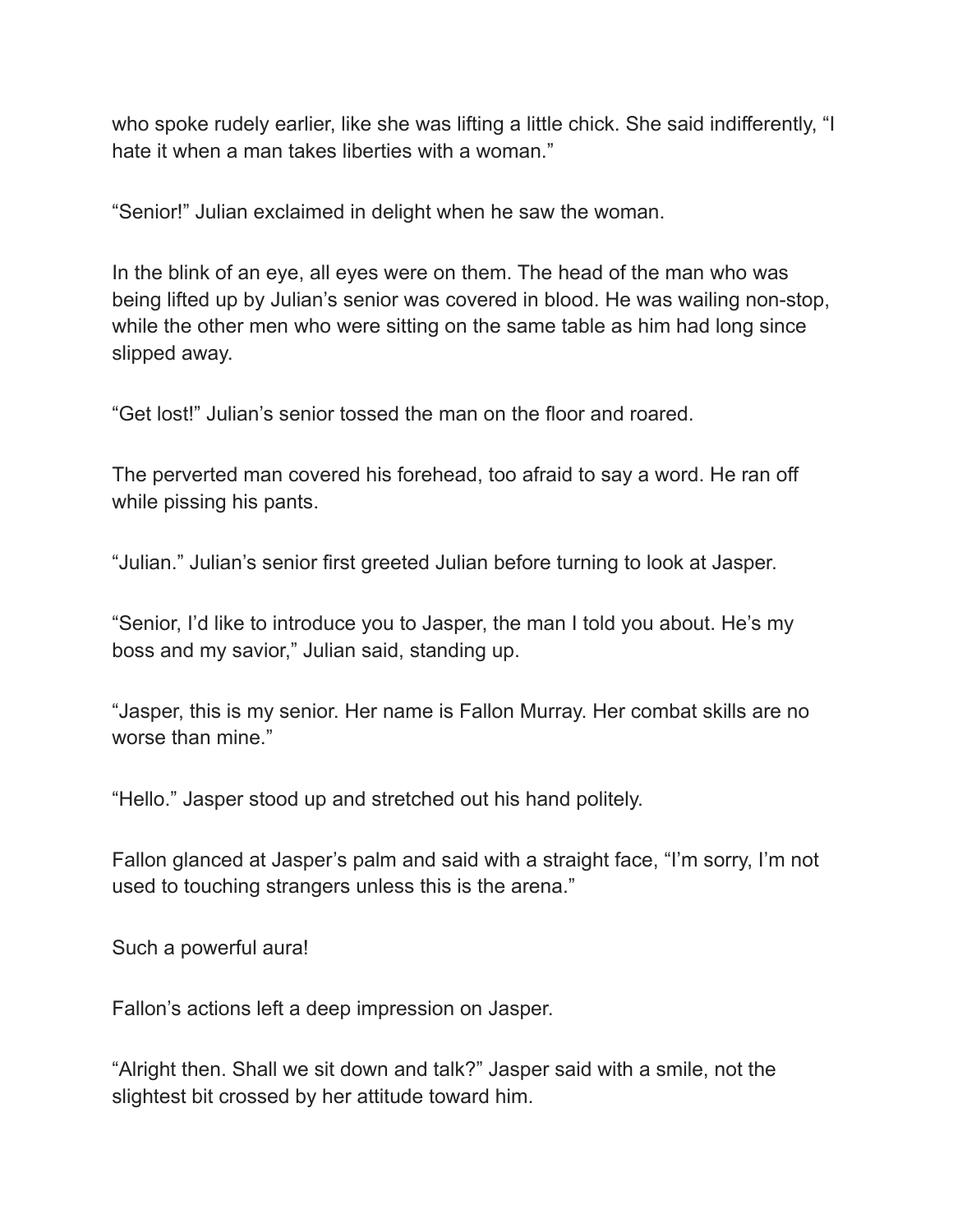who spoke rudely earlier, like she was lifting a little chick. She said indifferently, "I hate it when a man takes liberties with a woman."

"Senior!" Julian exclaimed in delight when he saw the woman.

In the blink of an eye, all eyes were on them. The head of the man who was being lifted up by Julian's senior was covered in blood. He was wailing non-stop, while the other men who were sitting on the same table as him had long since slipped away.

"Get lost!" Julian's senior tossed the man on the floor and roared.

The perverted man covered his forehead, too afraid to say a word. He ran off while pissing his pants.

"Julian." Julian's senior first greeted Julian before turning to look at Jasper.

"Senior, I'd like to introduce you to Jasper, the man I told you about. He's my boss and my savior," Julian said, standing up.

"Jasper, this is my senior. Her name is Fallon Murray. Her combat skills are no worse than mine."

"Hello." Jasper stood up and stretched out his hand politely.

Fallon glanced at Jasper's palm and said with a straight face, "I'm sorry, I'm not used to touching strangers unless this is the arena."

Such a powerful aura!

Fallon's actions left a deep impression on Jasper.

"Alright then. Shall we sit down and talk?" Jasper said with a smile, not the slightest bit crossed by her attitude toward him.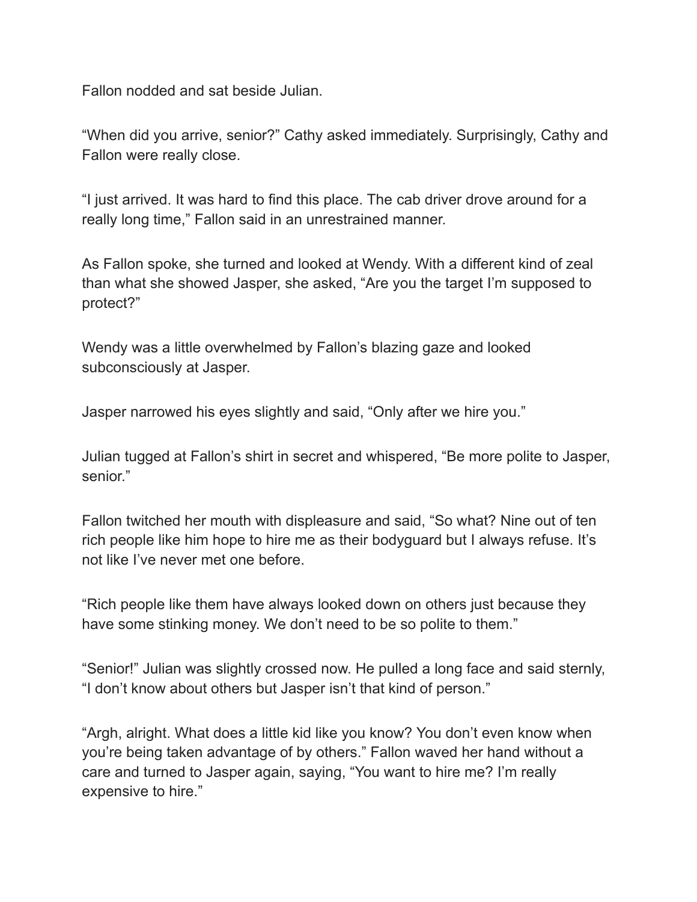Fallon nodded and sat beside Julian.

“When did you arrive, senior?” Cathy asked immediately. Surprisingly, Cathy and Fallon were really close.

“I just arrived. It was hard to find this place. The cab driver drove around for a really long time,” Fallon said in an unrestrained manner.

As Fallon spoke, she turned and looked at Wendy. With a different kind of zeal than what she showed Jasper, she asked, “Are you the target I’m supposed to protect?”

Wendy was a little overwhelmed by Fallon’s blazing gaze and looked subconsciously at Jasper.

Jasper narrowed his eyes slightly and said, “Only after we hire you.”

Julian tugged at Fallon’s shirt in secret and whispered, “Be more polite to Jasper, senior.”

Fallon twitched her mouth with displeasure and said, “So what? Nine out of ten rich people like him hope to hire me as their bodyguard but I always refuse. It’s not like I’ve never met one before.

“Rich people like them have always looked down on others just because they have some stinking money. We don’t need to be so polite to them.”

“Senior!” Julian was slightly crossed now. He pulled a long face and said sternly, “I don’t know about others but Jasper isn’t that kind of person.”

“Argh, alright. What does a little kid like you know? You don’t even know when you’re being taken advantage of by others.” Fallon waved her hand without a care and turned to Jasper again, saying, “You want to hire me? I’m really expensive to hire.”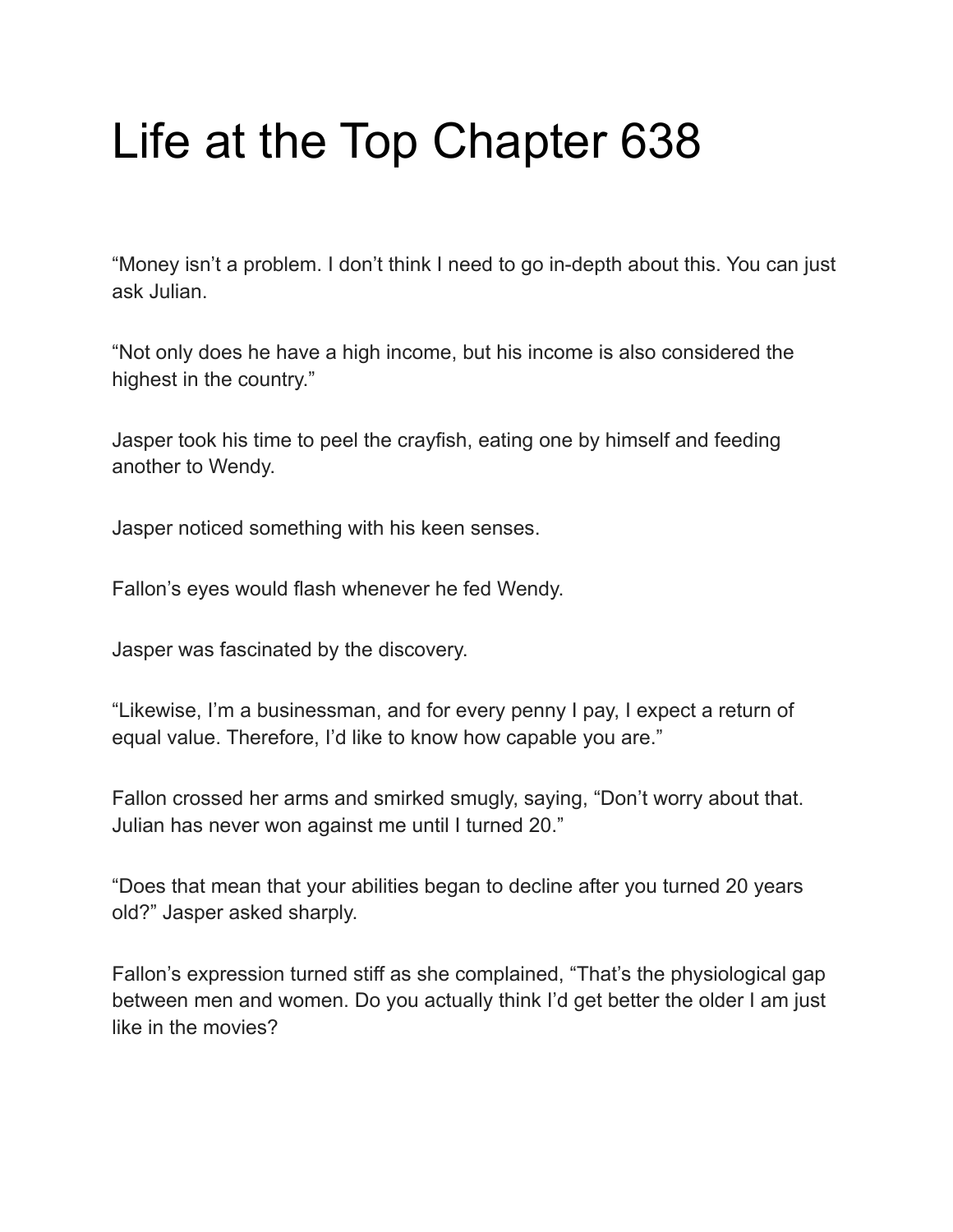# Life at the Top Chapter 638

“Money isn’t a problem. I don’t think I need to go in-depth about this. You can just ask Julian.

“Not only does he have a high income, but his income is also considered the highest in the country.”

Jasper took his time to peel the crayfish, eating one by himself and feeding another to Wendy.

Jasper noticed something with his keen senses.

Fallon’s eyes would flash whenever he fed Wendy.

Jasper was fascinated by the discovery.

“Likewise, I’m a businessman, and for every penny I pay, I expect a return of equal value. Therefore, I’d like to know how capable you are.”

Fallon crossed her arms and smirked smugly, saying, “Don’t worry about that. Julian has never won against me until I turned 20.”

“Does that mean that your abilities began to decline after you turned 20 years old?” Jasper asked sharply.

Fallon’s expression turned stiff as she complained, “That’s the physiological gap between men and women. Do you actually think I’d get better the older I am just like in the movies?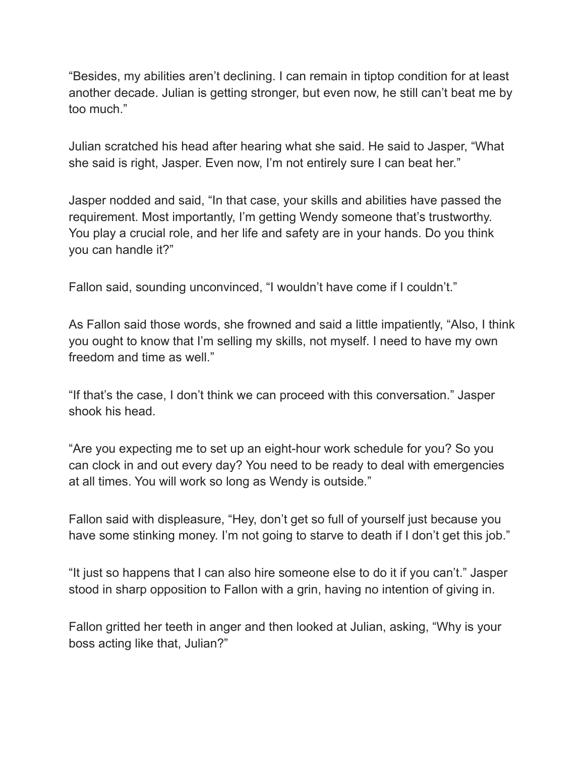“Besides, my abilities aren’t declining. I can remain in tiptop condition for at least another decade. Julian is getting stronger, but even now, he still can’t beat me by too much.”

Julian scratched his head after hearing what she said. He said to Jasper, “What she said is right, Jasper. Even now, I’m not entirely sure I can beat her.”

Jasper nodded and said, “In that case, your skills and abilities have passed the requirement. Most importantly, I’m getting Wendy someone that’s trustworthy. You play a crucial role, and her life and safety are in your hands. Do you think you can handle it?”

Fallon said, sounding unconvinced, “I wouldn’t have come if I couldn’t.”

As Fallon said those words, she frowned and said a little impatiently, “Also, I think you ought to know that I’m selling my skills, not myself. I need to have my own freedom and time as well.”

“If that’s the case, I don’t think we can proceed with this conversation.” Jasper shook his head.

“Are you expecting me to set up an eight-hour work schedule for you? So you can clock in and out every day? You need to be ready to deal with emergencies at all times. You will work so long as Wendy is outside.”

Fallon said with displeasure, “Hey, don’t get so full of yourself just because you have some stinking money. I’m not going to starve to death if I don’t get this job.”

“It just so happens that I can also hire someone else to do it if you can’t.” Jasper stood in sharp opposition to Fallon with a grin, having no intention of giving in.

Fallon gritted her teeth in anger and then looked at Julian, asking, “Why is your boss acting like that, Julian?”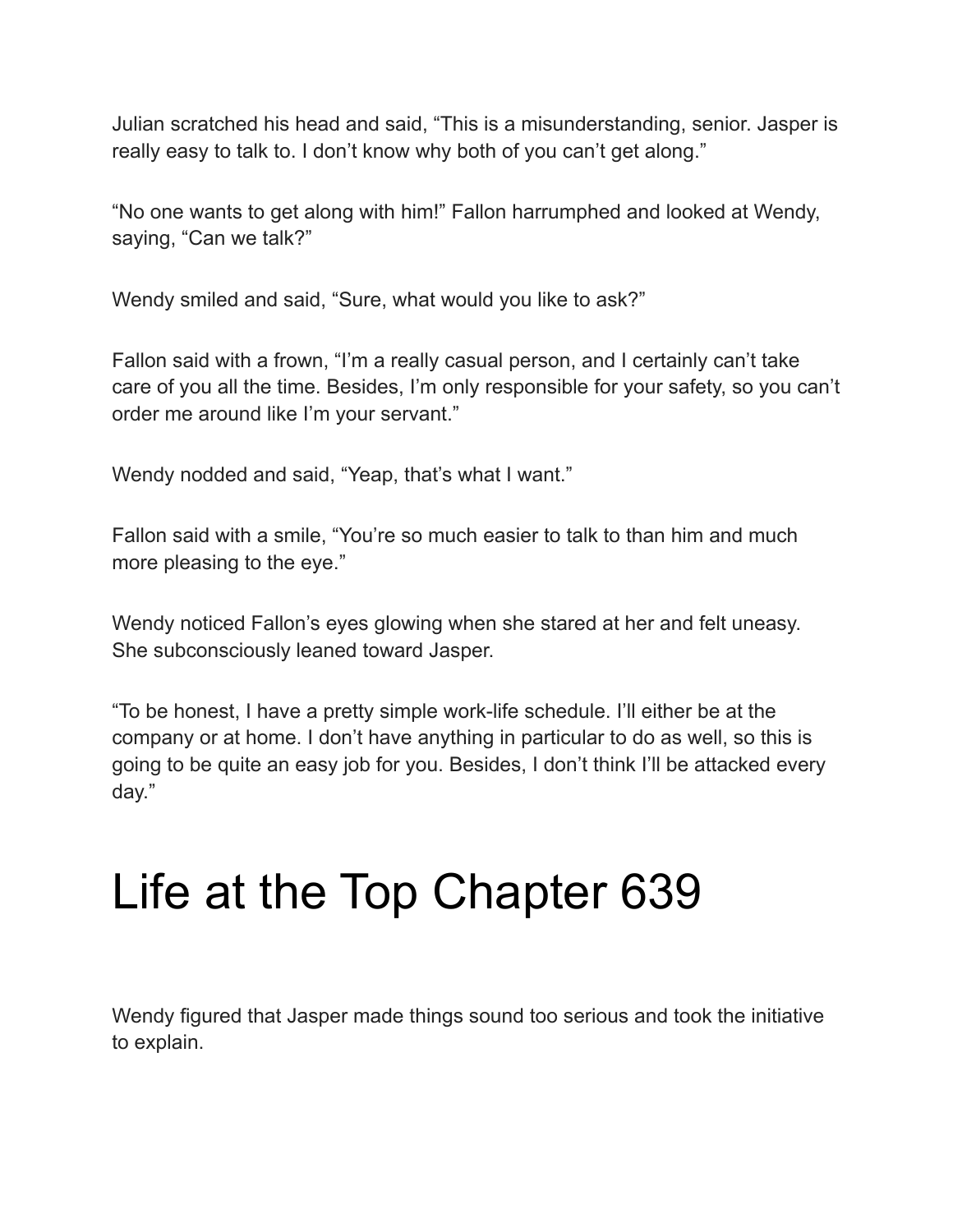Julian scratched his head and said, “This is a misunderstanding, senior. Jasper is really easy to talk to. I don’t know why both of you can’t get along.”

“No one wants to get along with him!” Fallon harrumphed and looked at Wendy, saying, “Can we talk?”

Wendy smiled and said, “Sure, what would you like to ask?”

Fallon said with a frown, “I’m a really casual person, and I certainly can’t take care of you all the time. Besides, I’m only responsible for your safety, so you can’t order me around like I’m your servant.”

Wendy nodded and said, “Yeap, that’s what I want.”

Fallon said with a smile, “You’re so much easier to talk to than him and much more pleasing to the eye.”

Wendy noticed Fallon’s eyes glowing when she stared at her and felt uneasy. She subconsciously leaned toward Jasper.

“To be honest, I have a pretty simple work-life schedule. I’ll either be at the company or at home. I don’t have anything in particular to do as well, so this is going to be quite an easy job for you. Besides, I don’t think I’ll be attacked every day.”

# Life at the Top Chapter 639

Wendy figured that Jasper made things sound too serious and took the initiative to explain.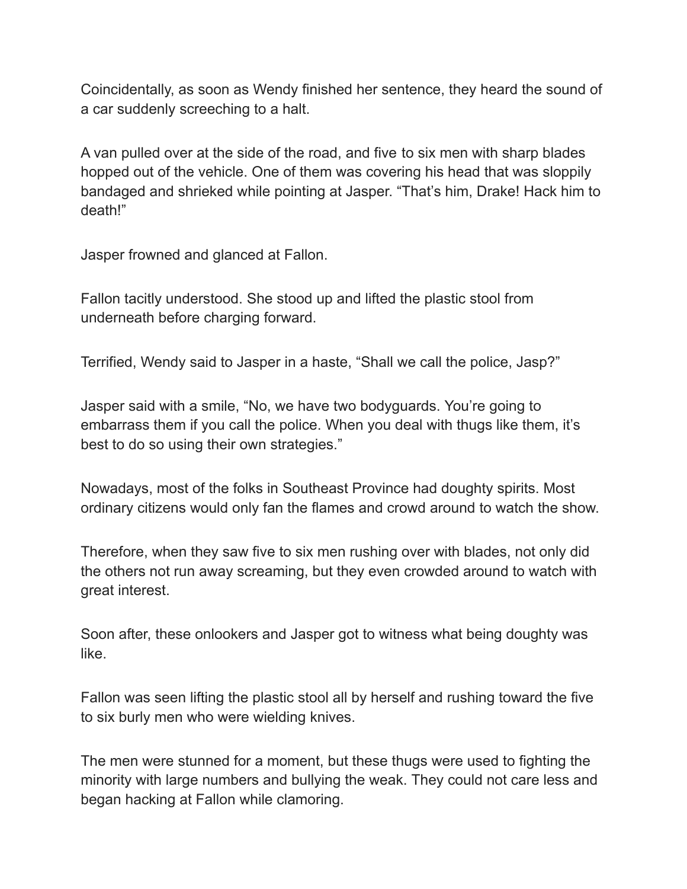Coincidentally, as soon as Wendy finished her sentence, they heard the sound of a car suddenly screeching to a halt.

A van pulled over at the side of the road, and five to six men with sharp blades hopped out of the vehicle. One of them was covering his head that was sloppily bandaged and shrieked while pointing at Jasper. "That's him, Drake! Hack him to death!"

Jasper frowned and glanced at Fallon.

Fallon tacitly understood. She stood up and lifted the plastic stool from underneath before charging forward.

Terrified, Wendy said to Jasper in a haste, "Shall we call the police, Jasp?"

Jasper said with a smile, "No, we have two bodyguards. You're going to embarrass them if you call the police. When you deal with thugs like them, it's best to do so using their own strategies."

Nowadays, most of the folks in Southeast Province had doughty spirits. Most ordinary citizens would only fan the flames and crowd around to watch the show.

Therefore, when they saw five to six men rushing over with blades, not only did the others not run away screaming, but they even crowded around to watch with great interest.

Soon after, these onlookers and Jasper got to witness what being doughty was like.

Fallon was seen lifting the plastic stool all by herself and rushing toward the five to six burly men who were wielding knives.

The men were stunned for a moment, but these thugs were used to fighting the minority with large numbers and bullying the weak. They could not care less and began hacking at Fallon while clamoring.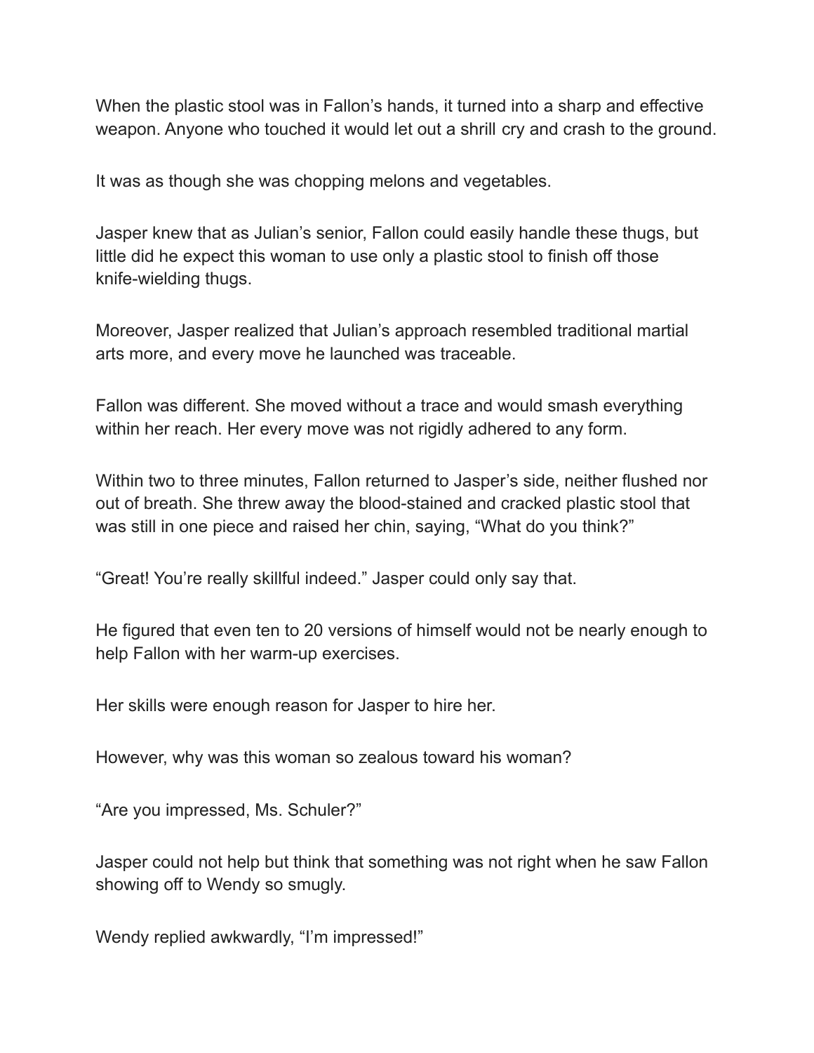When the plastic stool was in Fallon's hands, it turned into a sharp and effective weapon. Anyone who touched it would let out a shrill cry and crash to the ground.

It was as though she was chopping melons and vegetables.

Jasper knew that as Julian's senior, Fallon could easily handle these thugs, but little did he expect this woman to use only a plastic stool to finish off those knife-wielding thugs.

Moreover, Jasper realized that Julian's approach resembled traditional martial arts more, and every move he launched was traceable.

Fallon was different. She moved without a trace and would smash everything within her reach. Her every move was not rigidly adhered to any form.

Within two to three minutes, Fallon returned to Jasper's side, neither flushed nor out of breath. She threw away the blood-stained and cracked plastic stool that was still in one piece and raised her chin, saying, "What do you think?"

"Great! You're really skillful indeed." Jasper could only say that.

He figured that even ten to 20 versions of himself would not be nearly enough to help Fallon with her warm-up exercises.

Her skills were enough reason for Jasper to hire her.

However, why was this woman so zealous toward his woman?

"Are you impressed, Ms. Schuler?"

Jasper could not help but think that something was not right when he saw Fallon showing off to Wendy so smugly.

Wendy replied awkwardly, "I'm impressed!"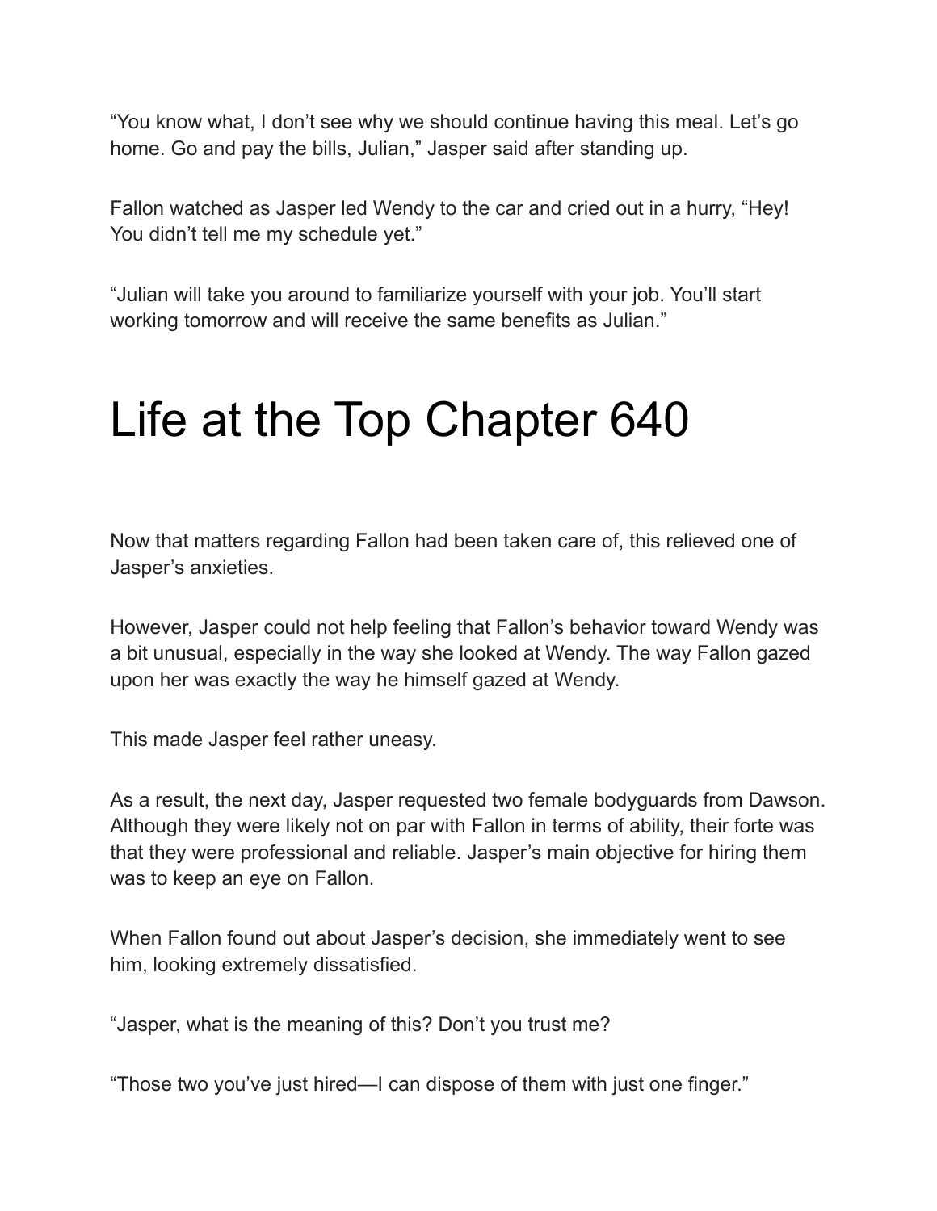“You know what, I don’t see why we should continue having this meal. Let’s go home. Go and pay the bills, Julian,” Jasper said after standing up.

Fallon watched as Jasper led Wendy to the car and cried out in a hurry, “Hey! You didn’t tell me my schedule yet.”

“Julian will take you around to familiarize yourself with your job. You’ll start working tomorrow and will receive the same benefits as Julian.”

# Life at the Top Chapter 640

Now that matters regarding Fallon had been taken care of, this relieved one of Jasper’s anxieties.

However, Jasper could not help feeling that Fallon’s behavior toward Wendy was a bit unusual, especially in the way she looked at Wendy. The way Fallon gazed upon her was exactly the way he himself gazed at Wendy.

This made Jasper feel rather uneasy.

As a result, the next day, Jasper requested two female bodyguards from Dawson. Although they were likely not on par with Fallon in terms of ability, their forte was that they were professional and reliable. Jasper’s main objective for hiring them was to keep an eye on Fallon.

When Fallon found out about Jasper’s decision, she immediately went to see him, looking extremely dissatisfied.

“Jasper, what is the meaning of this? Don’t you trust me?

“Those two you’ve just hired—I can dispose of them with just one finger.”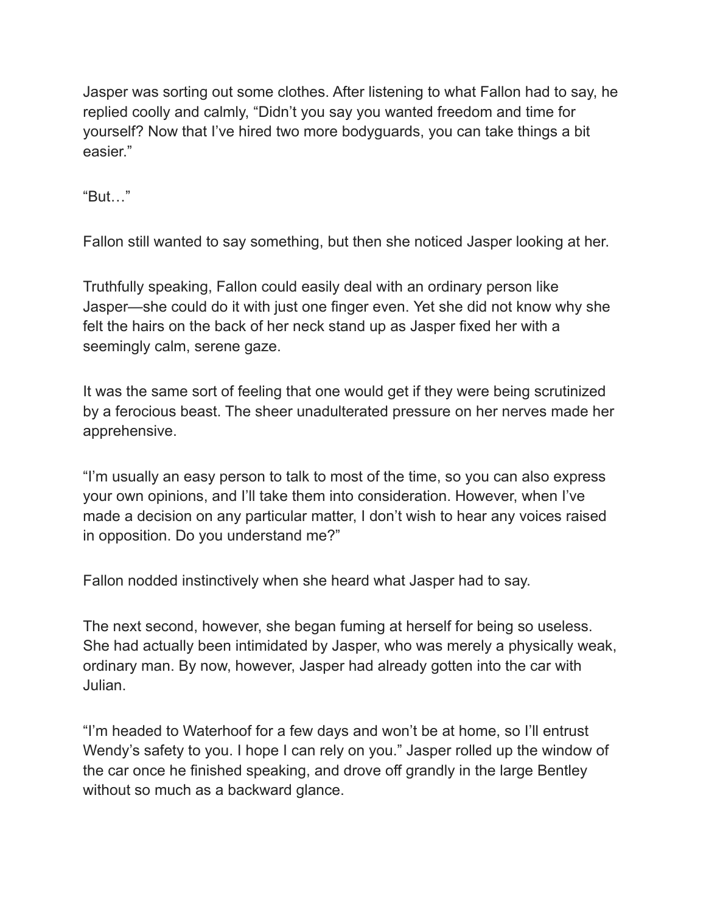Jasper was sorting out some clothes. After listening to what Fallon had to say, he replied coolly and calmly, “Didn’t you say you wanted freedom and time for yourself? Now that I’ve hired two more bodyguards, you can take things a bit easier.”

“But…”

Fallon still wanted to say something, but then she noticed Jasper looking at her.

Truthfully speaking, Fallon could easily deal with an ordinary person like Jasper—she could do it with just one finger even. Yet she did not know why she felt the hairs on the back of her neck stand up as Jasper fixed her with a seemingly calm, serene gaze.

It was the same sort of feeling that one would get if they were being scrutinized by a ferocious beast. The sheer unadulterated pressure on her nerves made her apprehensive.

“I’m usually an easy person to talk to most of the time, so you can also express your own opinions, and I’ll take them into consideration. However, when I’ve made a decision on any particular matter, I don’t wish to hear any voices raised in opposition. Do you understand me?”

Fallon nodded instinctively when she heard what Jasper had to say.

The next second, however, she began fuming at herself for being so useless. She had actually been intimidated by Jasper, who was merely a physically weak, ordinary man. By now, however, Jasper had already gotten into the car with Julian.

“I’m headed to Waterhoof for a few days and won’t be at home, so I’ll entrust Wendy’s safety to you. I hope I can rely on you.” Jasper rolled up the window of the car once he finished speaking, and drove off grandly in the large Bentley without so much as a backward glance.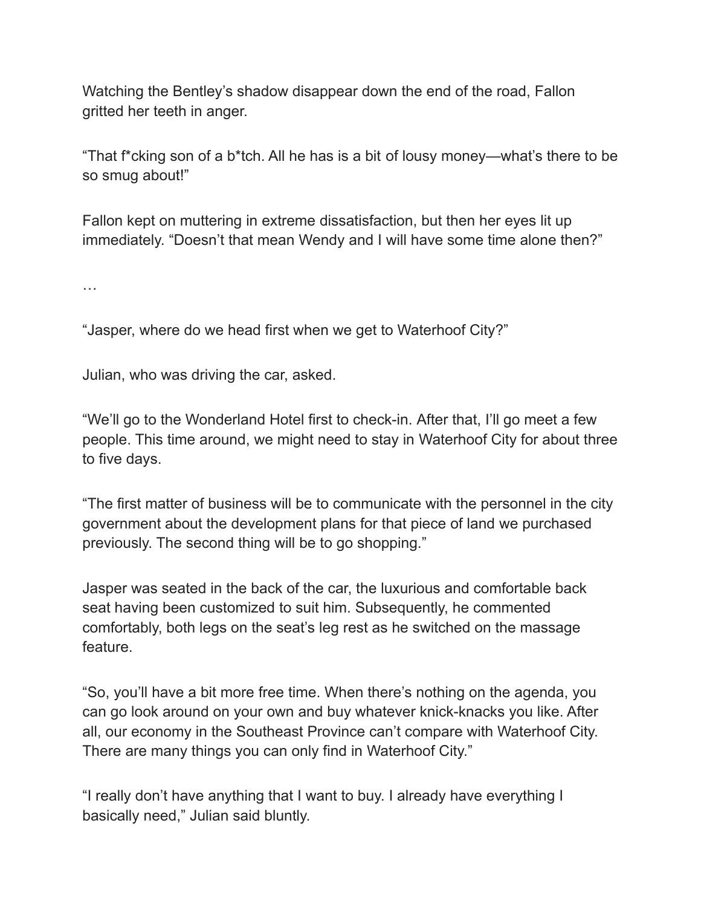Watching the Bentley's shadow disappear down the end of the road, Fallon gritted her teeth in anger.

"That f*cking son of a b*tch. All he has is a bit of lousy money—what's there to be so smug about!"

Fallon kept on muttering in extreme dissatisfaction, but then her eyes lit up immediately. "Doesn't that mean Wendy and I will have some time alone then?"

…

"Jasper, where do we head first when we get to Waterhoof City?"

Julian, who was driving the car, asked.

"We'll go to the Wonderland Hotel first to check-in. After that, I'll go meet a few people. This time around, we might need to stay in Waterhoof City for about three to five days.

"The first matter of business will be to communicate with the personnel in the city government about the development plans for that piece of land we purchased previously. The second thing will be to go shopping."

Jasper was seated in the back of the car, the luxurious and comfortable back seat having been customized to suit him. Subsequently, he commented comfortably, both legs on the seat's leg rest as he switched on the massage feature.

"So, you'll have a bit more free time. When there's nothing on the agenda, you can go look around on your own and buy whatever knick-knacks you like. After all, our economy in the Southeast Province can't compare with Waterhoof City. There are many things you can only find in Waterhoof City."

"I really don't have anything that I want to buy. I already have everything I basically need," Julian said bluntly.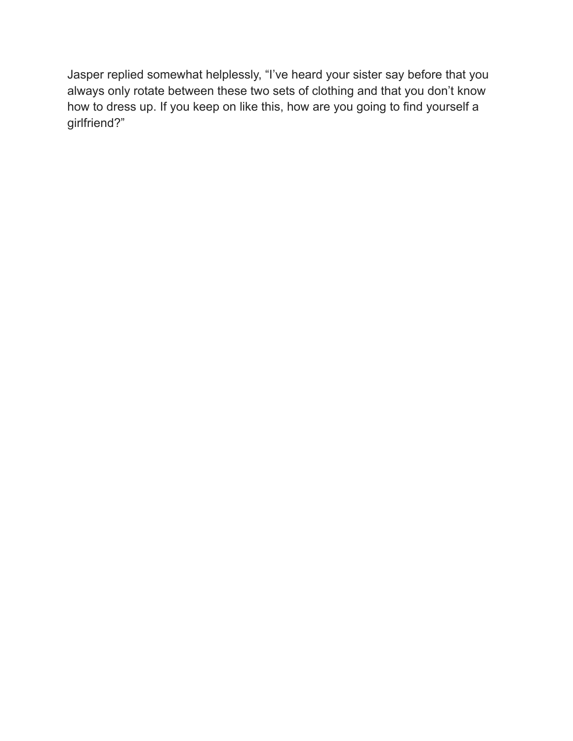Jasper replied somewhat helplessly, “I’ve heard your sister say before that you always only rotate between these two sets of clothing and that you don’t know how to dress up. If you keep on like this, how are you going to find yourself a girlfriend?”